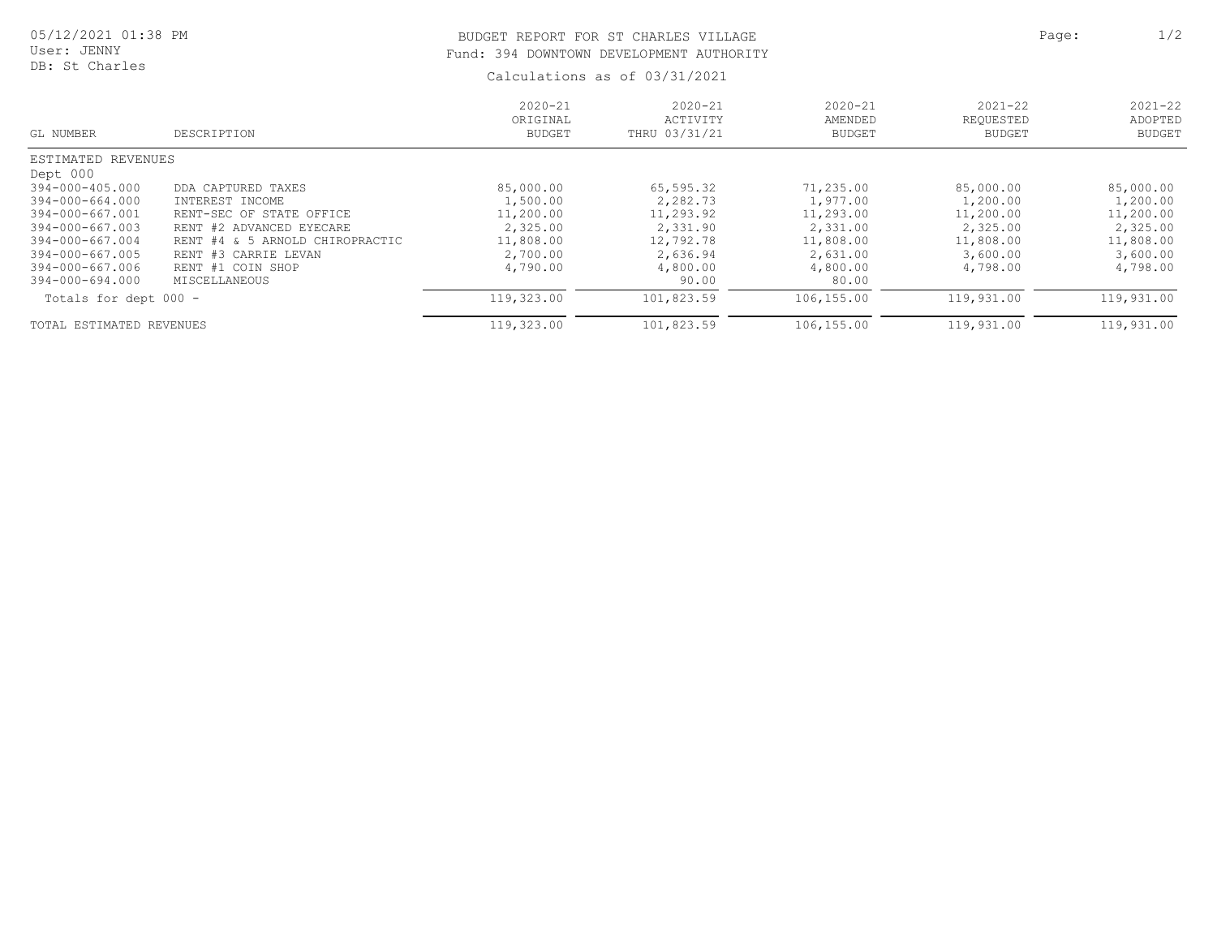05/12/2021 01:38 PM
User: JENNY
DB: St Charles

# BUDGET REPORT FOR ST CHARLES VILLAGE

## Fund: 394 DOWNTOWN DEVELOPMENT AUTHORITY

Calculations as of 03/31/2021

| GL NUMBER | DESCRIPTION | 2020-21 ORIGINAL BUDGET | 2020-21 ACTIVITY THRU 03/31/21 | 2020-21 AMENDED BUDGET | 2021-22 REQUESTED BUDGET | 2021-22 ADOPTED BUDGET |
|---|---|---|---|---|---|---|
| ESTIMATED REVENUES | | | | | | |
| Dept 000 | | | | | | |
| 394-000-405.000 | DDA CAPTURED TAXES | 85,000.00 | 65,595.32 | 71,235.00 | 85,000.00 | 85,000.00 |
| 394-000-664.000 | INTEREST INCOME | 1,500.00 | 2,282.73 | 1,977.00 | 1,200.00 | 1,200.00 |
| 394-000-667.001 | RENT-SEC OF STATE OFFICE | 11,200.00 | 11,293.92 | 11,293.00 | 11,200.00 | 11,200.00 |
| 394-000-667.003 | RENT #2 ADVANCED EYECARE | 2,325.00 | 2,331.90 | 2,331.00 | 2,325.00 | 2,325.00 |
| 394-000-667.004 | RENT #4 & 5 ARNOLD CHIROPRACTIC | 11,808.00 | 12,792.78 | 11,808.00 | 11,808.00 | 11,808.00 |
| 394-000-667.005 | RENT #3 CARRIE LEVAN | 2,700.00 | 2,636.94 | 2,631.00 | 3,600.00 | 3,600.00 |
| 394-000-667.006 | RENT #1 COIN SHOP | 4,790.00 | 4,800.00 | 4,800.00 | 4,798.00 | 4,798.00 |
| 394-000-694.000 | MISCELLANEOUS | | 90.00 | 80.00 | | |
| Totals for dept 000 - | | 119,323.00 | 101,823.59 | 106,155.00 | 119,931.00 | 119,931.00 |
| TOTAL ESTIMATED REVENUES | | 119,323.00 | 101,823.59 | 106,155.00 | 119,931.00 | 119,931.00 |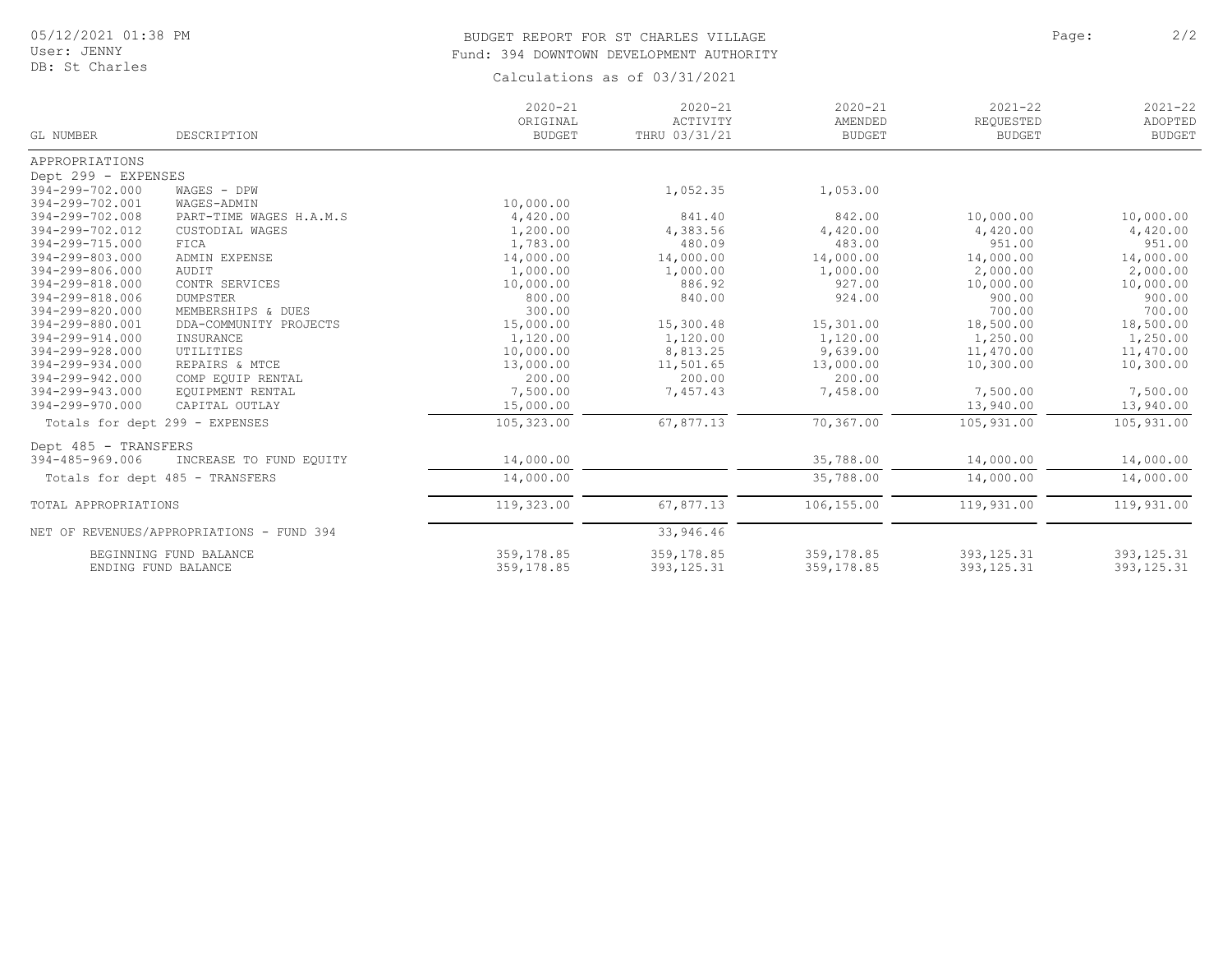05/12/2021 01:38 PM
User: JENNY
DB: St Charles

# BUDGET REPORT FOR ST CHARLES VILLAGE

Fund: 394 DOWNTOWN DEVELOPMENT AUTHORITY

Calculations as of 03/31/2021

| GL NUMBER | DESCRIPTION | 2020-21 ORIGINAL BUDGET | 2020-21 ACTIVITY THRU 03/31/21 | 2020-21 AMENDED BUDGET | 2021-22 REQUESTED BUDGET | 2021-22 ADOPTED BUDGET |
|---|---|---|---|---|---|---|
| APPROPRIATIONS | | | | | | |
| Dept 299 - EXPENSES | | | | | | |
| 394-299-702.000 | WAGES - DPW | | 1,052.35 | 1,053.00 | | |
| 394-299-702.001 | WAGES-ADMIN | 10,000.00 | | | | |
| 394-299-702.008 | PART-TIME WAGES H.A.M.S | 4,420.00 | 841.40 | 842.00 | 10,000.00 | 10,000.00 |
| 394-299-702.012 | CUSTODIAL WAGES | 1,200.00 | 4,383.56 | 4,420.00 | 4,420.00 | 4,420.00 |
| 394-299-715.000 | FICA | 1,783.00 | 480.09 | 483.00 | 951.00 | 951.00 |
| 394-299-803.000 | ADMIN EXPENSE | 14,000.00 | 14,000.00 | 14,000.00 | 14,000.00 | 14,000.00 |
| 394-299-806.000 | AUDIT | 1,000.00 | 1,000.00 | 1,000.00 | 2,000.00 | 2,000.00 |
| 394-299-818.000 | CONTR SERVICES | 10,000.00 | 886.92 | 927.00 | 10,000.00 | 10,000.00 |
| 394-299-818.006 | DUMPSTER | 800.00 | 840.00 | 924.00 | 900.00 | 900.00 |
| 394-299-820.000 | MEMBERSHIPS & DUES | 300.00 | | | 700.00 | 700.00 |
| 394-299-880.001 | DDA-COMMUNITY PROJECTS | 15,000.00 | 15,300.48 | 15,301.00 | 18,500.00 | 18,500.00 |
| 394-299-914.000 | INSURANCE | 1,120.00 | 1,120.00 | 1,120.00 | 1,250.00 | 1,250.00 |
| 394-299-928.000 | UTILITIES | 10,000.00 | 8,813.25 | 9,639.00 | 11,470.00 | 11,470.00 |
| 394-299-934.000 | REPAIRS & MTCE | 13,000.00 | 11,501.65 | 13,000.00 | 10,300.00 | 10,300.00 |
| 394-299-942.000 | COMP EQUIP RENTAL | 200.00 | 200.00 | 200.00 | | |
| 394-299-943.000 | EQUIPMENT RENTAL | 7,500.00 | 7,457.43 | 7,458.00 | 7,500.00 | 7,500.00 |
| 394-299-970.000 | CAPITAL OUTLAY | 15,000.00 | | | 13,940.00 | 13,940.00 |
| Totals for dept 299 - EXPENSES | | 105,323.00 | 67,877.13 | 70,367.00 | 105,931.00 | 105,931.00 |
| Dept 485 - TRANSFERS | | | | | | |
| 394-485-969.006 | INCREASE TO FUND EQUITY | 14,000.00 | | 35,788.00 | 14,000.00 | 14,000.00 |
| Totals for dept 485 - TRANSFERS | | 14,000.00 | | 35,788.00 | 14,000.00 | 14,000.00 |
| TOTAL APPROPRIATIONS | | 119,323.00 | 67,877.13 | 106,155.00 | 119,931.00 | 119,931.00 |
| NET OF REVENUES/APPROPRIATIONS - FUND 394 | | | 33,946.46 | | | |
| BEGINNING FUND BALANCE | | 359,178.85 | 359,178.85 | 359,178.85 | 393,125.31 | 393,125.31 |
| ENDING FUND BALANCE | | 359,178.85 | 393,125.31 | 359,178.85 | 393,125.31 | 393,125.31 |